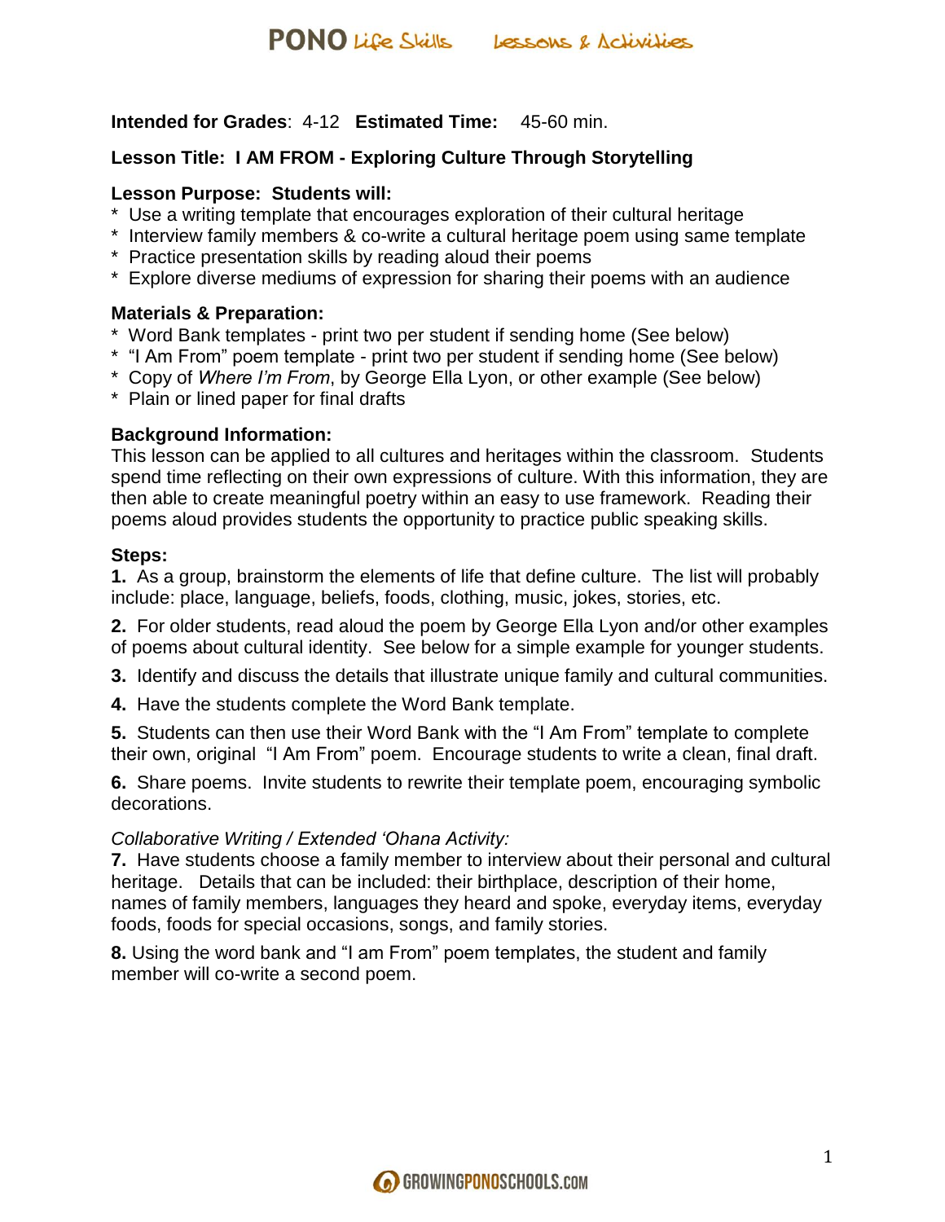**Intended for Grades**: 4-12 **Estimated Time:** 45-60 min.

**Lesson Title: I AM FROM - Exploring Culture Through Storytelling**

**Lesson Purpose: Students will:**

* Use a writing template that encourages exploration of their cultural heritage
* Interview family members & co-write a cultural heritage poem using same template
* Practice presentation skills by reading aloud their poems
* Explore diverse mediums of expression for sharing their poems with an audience

**Materials & Preparation:**

* Word Bank templates - print two per student if sending home (See below)
* "I Am From" poem template - print two per student if sending home (See below)
* Copy of *Where I'm From*, by George Ella Lyon, or other example (See below)
* Plain or lined paper for final drafts

**Background Information:**
This lesson can be applied to all cultures and heritages within the classroom. Students spend time reflecting on their own expressions of culture. With this information, they are then able to create meaningful poetry within an easy to use framework. Reading their poems aloud provides students the opportunity to practice public speaking skills.

**Steps:**

**1.** As a group, brainstorm the elements of life that define culture. The list will probably include: place, language, beliefs, foods, clothing, music, jokes, stories, etc.

**2.** For older students, read aloud the poem by George Ella Lyon and/or other examples of poems about cultural identity. See below for a simple example for younger students.

**3.** Identify and discuss the details that illustrate unique family and cultural communities.

**4.** Have the students complete the Word Bank template.

**5.** Students can then use their Word Bank with the "I Am From" template to complete their own, original "I Am From" poem. Encourage students to write a clean, final draft.

**6.** Share poems. Invite students to rewrite their template poem, encouraging symbolic decorations.

*Collaborative Writing / Extended 'Ohana Activity:*

**7.** Have students choose a family member to interview about their personal and cultural heritage. Details that can be included: their birthplace, description of their home, names of family members, languages they heard and spoke, everyday items, everyday foods, foods for special occasions, songs, and family stories.

**8.** Using the word bank and "I am From" poem templates, the student and family member will co-write a second poem.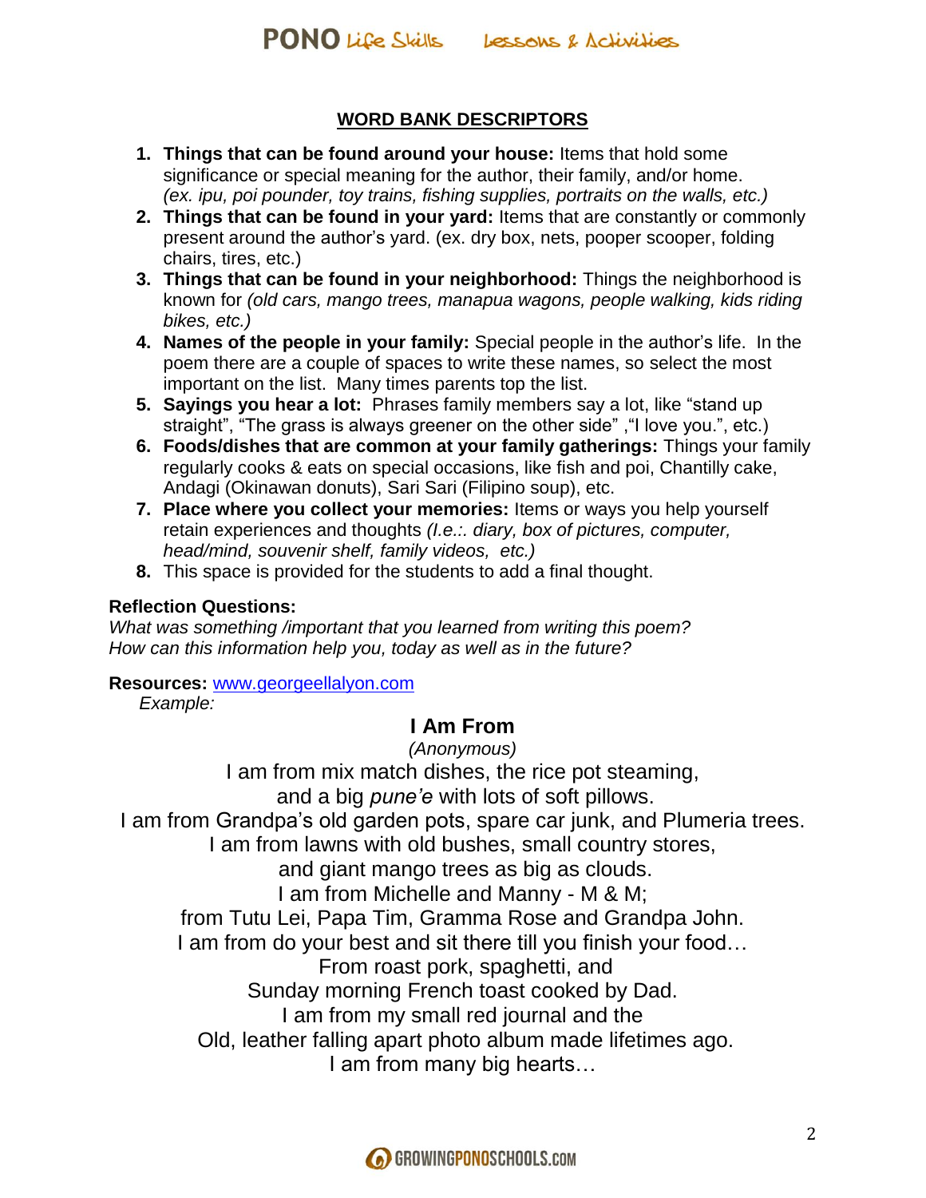## WORD BANK DESCRIPTORS

1. **Things that can be found around your house:** Items that hold some significance or special meaning for the author, their family, and/or home. *(ex. ipu, poi pounder, toy trains, fishing supplies, portraits on the walls, etc.)*
2. **Things that can be found in your yard:** Items that are constantly or commonly present around the author's yard. (ex. dry box, nets, pooper scooper, folding chairs, tires, etc.)
3. **Things that can be found in your neighborhood:** Things the neighborhood is known for *(old cars, mango trees, manapua wagons, people walking, kids riding bikes, etc.)*
4. **Names of the people in your family:** Special people in the author's life. In the poem there are a couple of spaces to write these names, so select the most important on the list. Many times parents top the list.
5. **Sayings you hear a lot:** Phrases family members say a lot, like "stand up straight", "The grass is always greener on the other side" ,"I love you.", etc.)
6. **Foods/dishes that are common at your family gatherings:** Things your family regularly cooks & eats on special occasions, like fish and poi, Chantilly cake, Andagi (Okinawan donuts), Sari Sari (Filipino soup), etc.
7. **Place where you collect your memories:** Items or ways you help yourself retain experiences and thoughts *(I.e.:. diary, box of pictures, computer, head/mind, souvenir shelf, family videos, etc.)*
8. This space is provided for the students to add a final thought.

**Reflection Questions:**
*What was something /important that you learned from writing this poem?*
*How can this information help you, today as well as in the future?*

**Resources:** www.georgeellalyon.com
*Example:*

### I Am From

*(Anonymous)*

I am from mix match dishes, the rice pot steaming,
and a big *pune'e* with lots of soft pillows.
I am from Grandpa's old garden pots, spare car junk, and Plumeria trees.
I am from lawns with old bushes, small country stores,
and giant mango trees as big as clouds.
I am from Michelle and Manny - M & M;
from Tutu Lei, Papa Tim, Gramma Rose and Grandpa John.
I am from do your best and sit there till you finish your food…
From roast pork, spaghetti, and
Sunday morning French toast cooked by Dad.
I am from my small red journal and the
Old, leather falling apart photo album made lifetimes ago.
I am from many big hearts…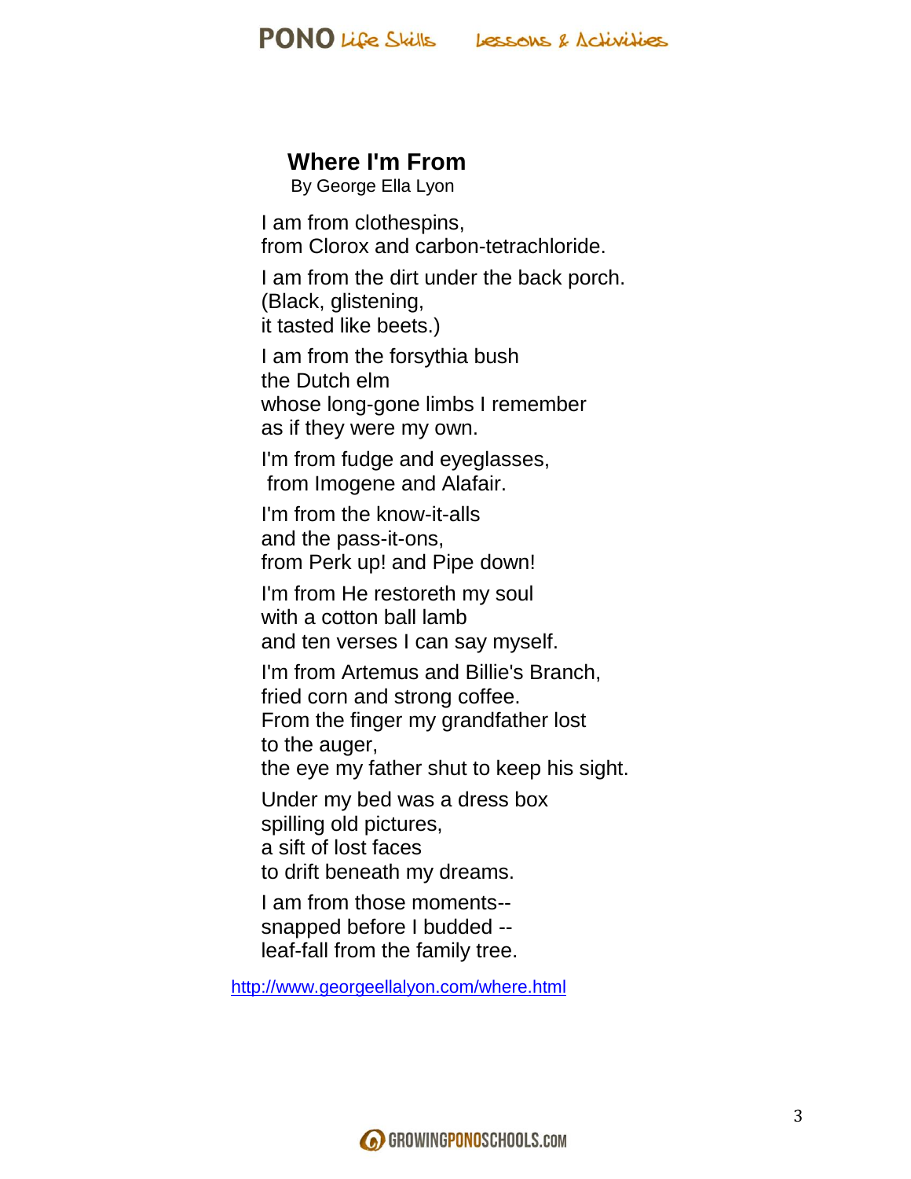## Where I'm From

By George Ella Lyon

I am from clothespins,
from Clorox and carbon-tetrachloride.

I am from the dirt under the back porch.
(Black, glistening,
it tasted like beets.)

I am from the forsythia bush
the Dutch elm
whose long-gone limbs I remember
as if they were my own.

I'm from fudge and eyeglasses,
from Imogene and Alafair.

I'm from the know-it-alls
and the pass-it-ons,
from Perk up! and Pipe down!

I'm from He restoreth my soul
with a cotton ball lamb
and ten verses I can say myself.

I'm from Artemus and Billie's Branch,
fried corn and strong coffee.
From the finger my grandfather lost
to the auger,
the eye my father shut to keep his sight.

Under my bed was a dress box
spilling old pictures,
a sift of lost faces
to drift beneath my dreams.

I am from those moments--
snapped before I budded --
leaf-fall from the family tree.

http://www.georgeellalyon.com/where.html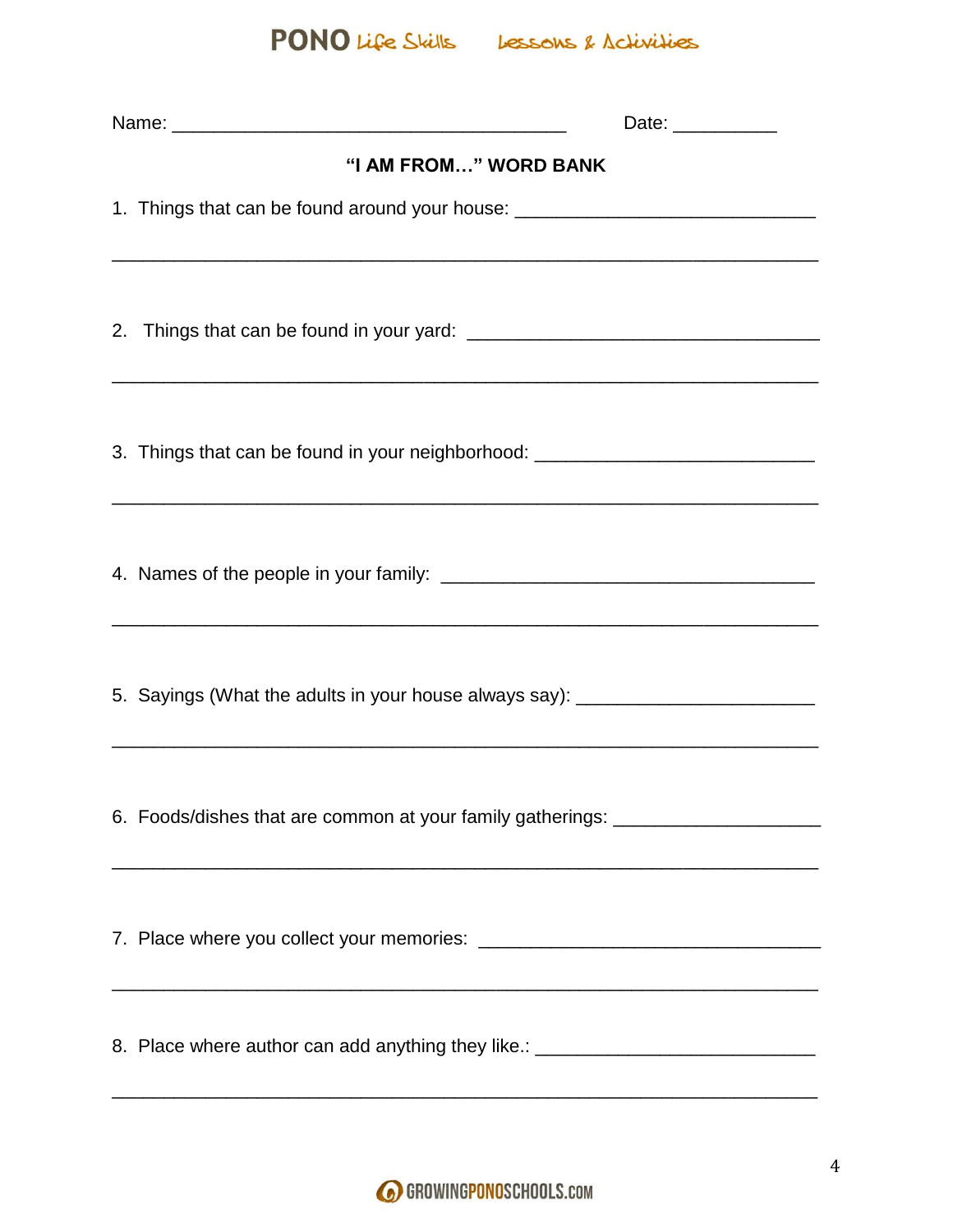Name: ______________________________________ Date: __________

**"I AM FROM…" WORD BANK**

1. Things that can be found around your house: ____________________________

_________________________________________________________________

2. Things that can be found in your yard: ________________________________

_________________________________________________________________

3. Things that can be found in your neighborhood: __________________________

_________________________________________________________________

4. Names of the people in your family: __________________________________

_________________________________________________________________

5. Sayings (What the adults in your house always say): ______________________

_________________________________________________________________

6. Foods/dishes that are common at your family gatherings: ___________________

_________________________________________________________________

7. Place where you collect your memories: ________________________________

_________________________________________________________________

8. Place where author can add anything they like.: __________________________

_________________________________________________________________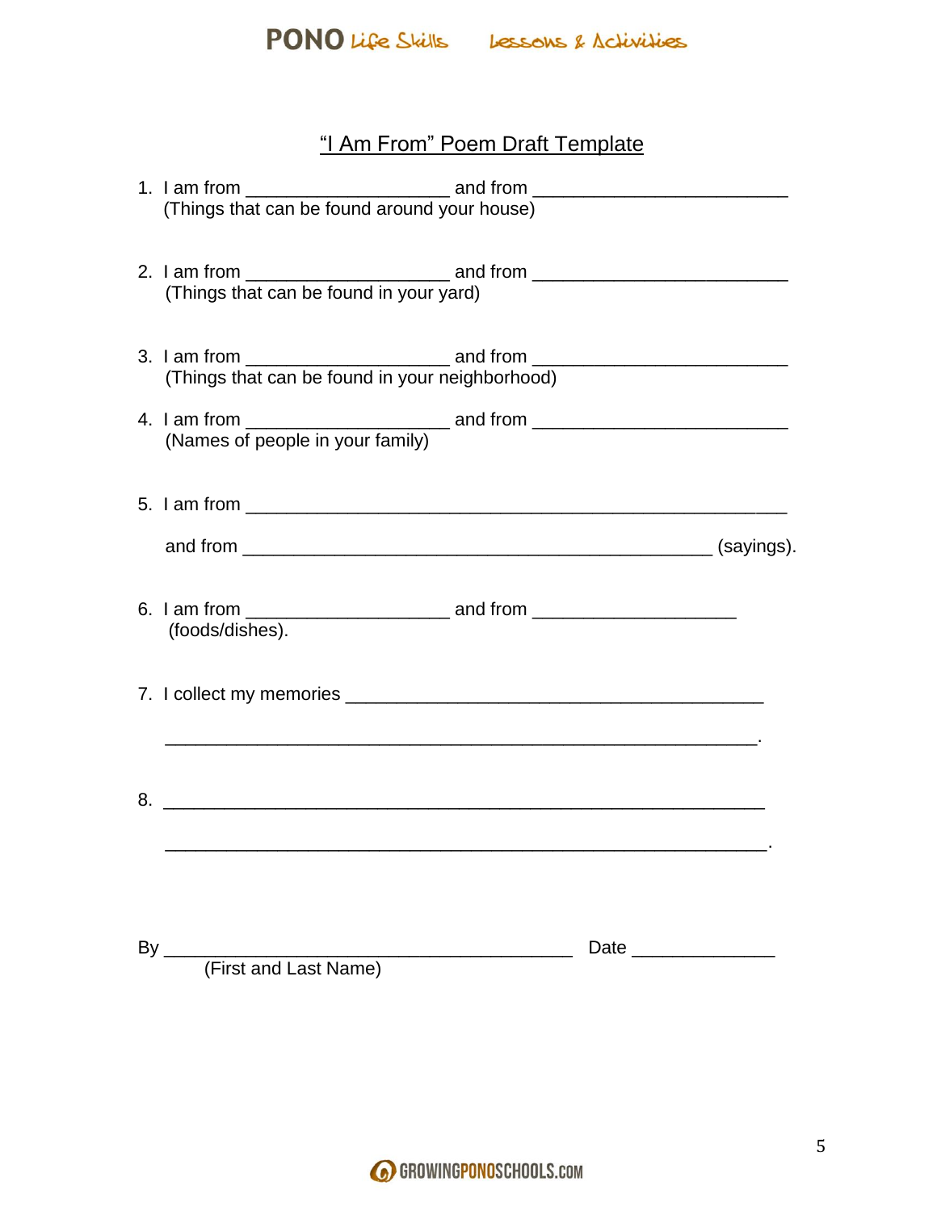# "I Am From" Poem Draft Template

1. I am from ____________________ and from _________________________
   (Things that can be found around your house)

2. I am from ____________________ and from _________________________
   (Things that can be found in your yard)

3. I am from ____________________ and from _________________________
   (Things that can be found in your neighborhood)

4. I am from ____________________ and from _________________________
   (Names of people in your family)

5. I am from _____________________________________________________

   and from ______________________________________________ (sayings).

6. I am from ____________________ and from ____________________
   (foods/dishes).

7. I collect my memories _________________________________________

   __________________________________________________________.

8. ___________________________________________________________

   ___________________________________________________________.

By ________________________________________ Date ______________
(First and Last Name)